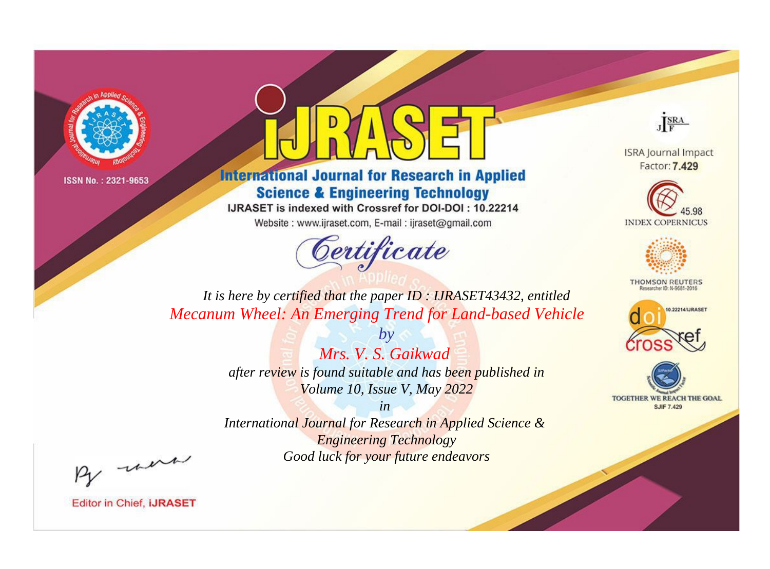ISSN No. : 2321-9653

# IJRASET

## International Journal for Research in Applied Science & Engineering Technology

IJRASET is indexed with Crossref for DOI-DOI : 10.22214

Website : www.ijraset.com, E-mail : ijraset@gmail.com

ISRA Journal Impact Factor: **7.429**

45.98 INDEX COPERNICUS

THOMSON REUTERS Researcher ID: N-9681-2016

10.22214/IJRASET

TOGETHER WE REACH THE GOAL SJIF 7.429

## *Certificate*

*It is here by certified that the paper ID : IJRASET43432, entitled*

*Mecanum Wheel: An Emerging Trend for Land-based Vehicle*

*by*

*Mrs. V. S. Gaikwad*

*after review is found suitable and has been published in*

*Volume 10, Issue V, May 2022*

*in*

*International Journal for Research in Applied Science & Engineering Technology*

*Good luck for your future endeavors*

Editor in Chief, **iJRASET**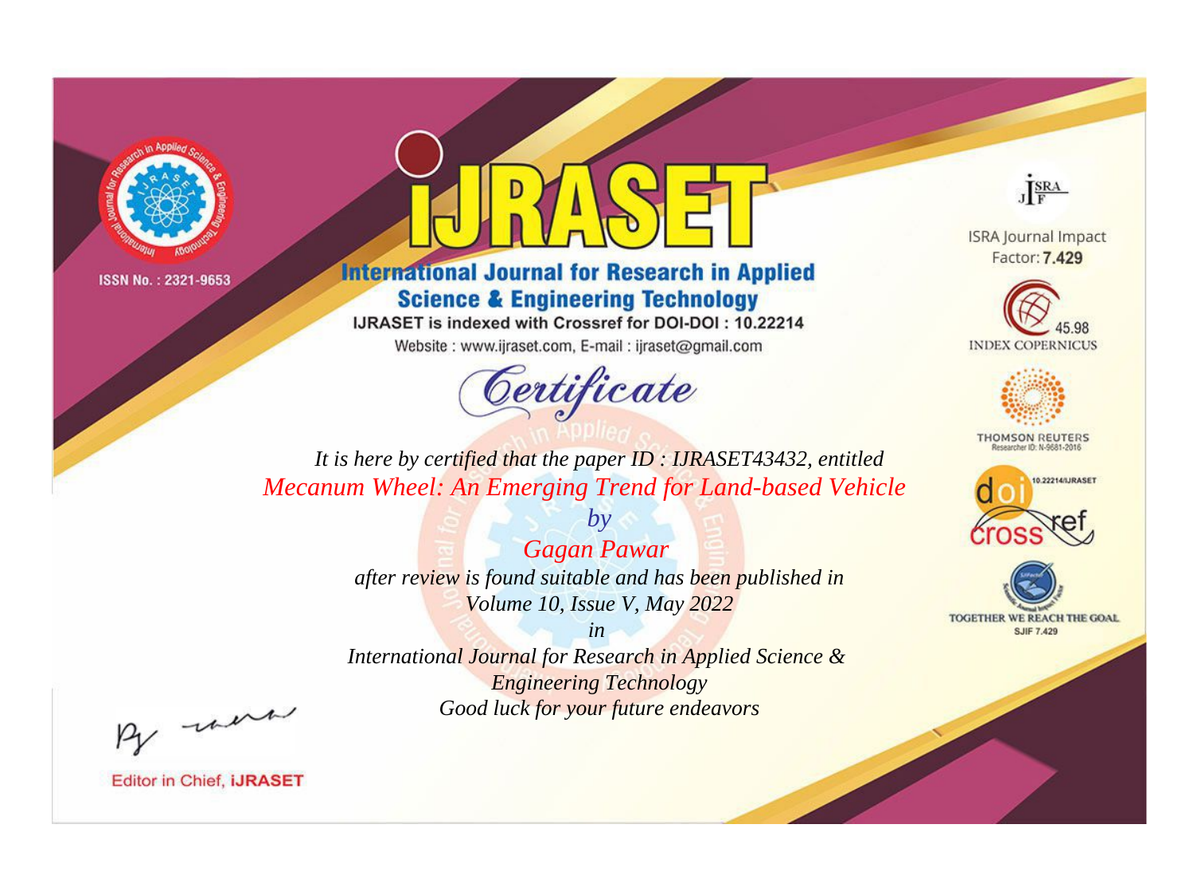ISSN No. : 2321-9653

# iJRASET

## International Journal for Research in Applied Science & Engineering Technology

IJRASET is indexed with Crossref for DOI-DOI : 10.22214

Website : www.ijraset.com, E-mail : ijraset@gmail.com

# *Certificate*

*It is here by certified that the paper ID : IJRASET43432, entitled*

*Mecanum Wheel: An Emerging Trend for Land-based Vehicle*

*by*

*Gagan Pawar*

*after review is found suitable and has been published in*

*Volume 10, Issue V, May 2022*

*in*

*International Journal for Research in Applied Science & Engineering Technology*

*Good luck for your future endeavors*

ISRA Journal Impact Factor: **7.429**

45.98 INDEX COPERNICUS

THOMSON REUTERS Researcher ID: N-9681-2016

10.22214/IJRASET

TOGETHER WE REACH THE GOAL SJIF 7.429

Editor in Chief, **iJRASET**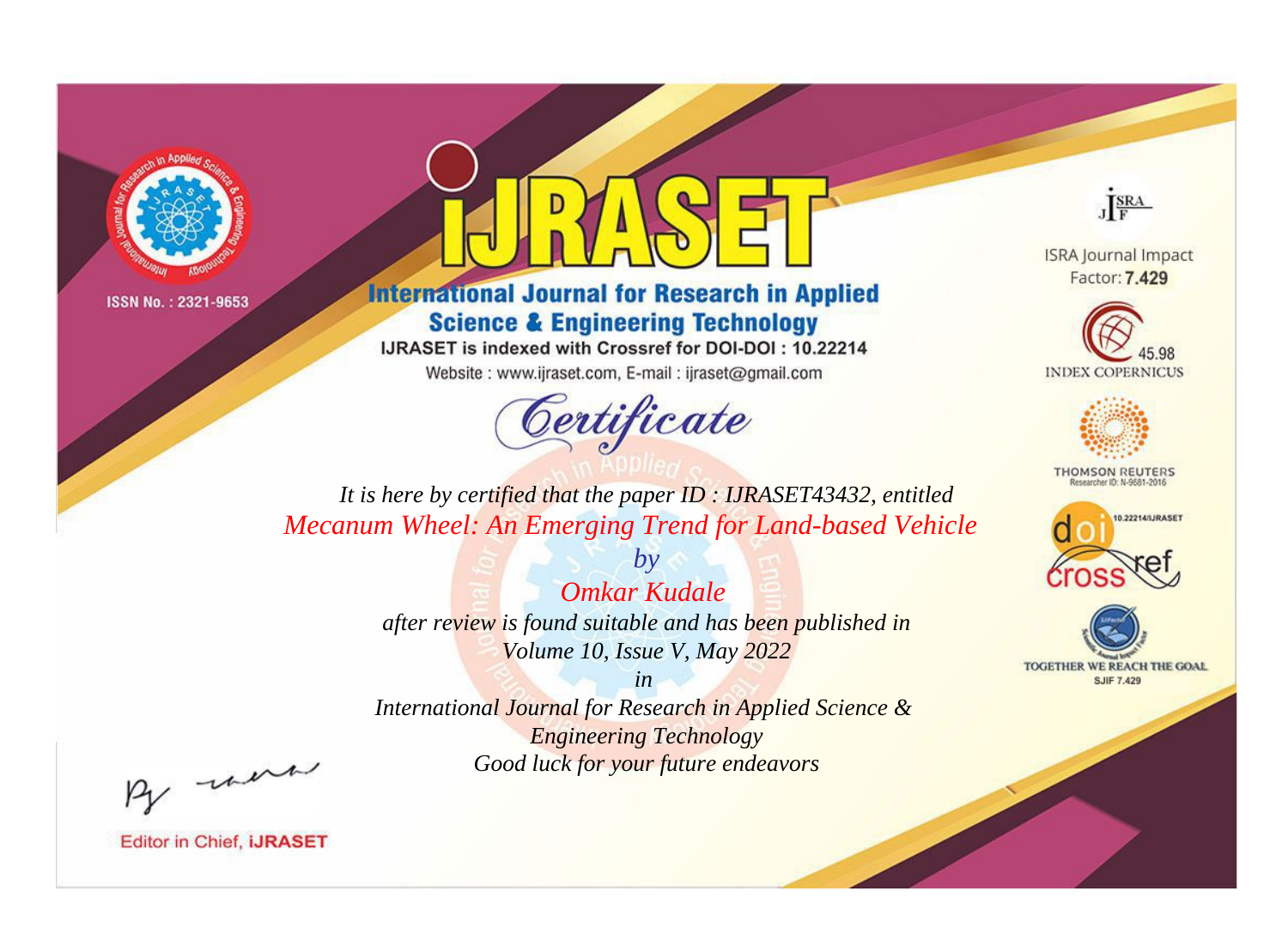ISSN No. : 2321-9653

# IJRASET

## International Journal for Research in Applied Science & Engineering Technology

IJRASET is indexed with Crossref for DOI-DOI : 10.22214

Website : www.ijraset.com, E-mail : ijraset@gmail.com

ISRA Journal Impact Factor: **7.429**

45.98 INDEX COPERNICUS

THOMSON REUTERS Researcher ID: N-9681-2016

10.22214/IJRASET

TOGETHER WE REACH THE GOAL SJIF 7.429

*Certificate*

*It is here by certified that the paper ID : IJRASET43432, entitled*

*Mecanum Wheel: An Emerging Trend for Land-based Vehicle*

*by*

*Omkar Kudale*

*after review is found suitable and has been published in*

*Volume 10, Issue V, May 2022*

*in*

*International Journal for Research in Applied Science & Engineering Technology*

*Good luck for your future endeavors*

Editor in Chief, **IJRASET**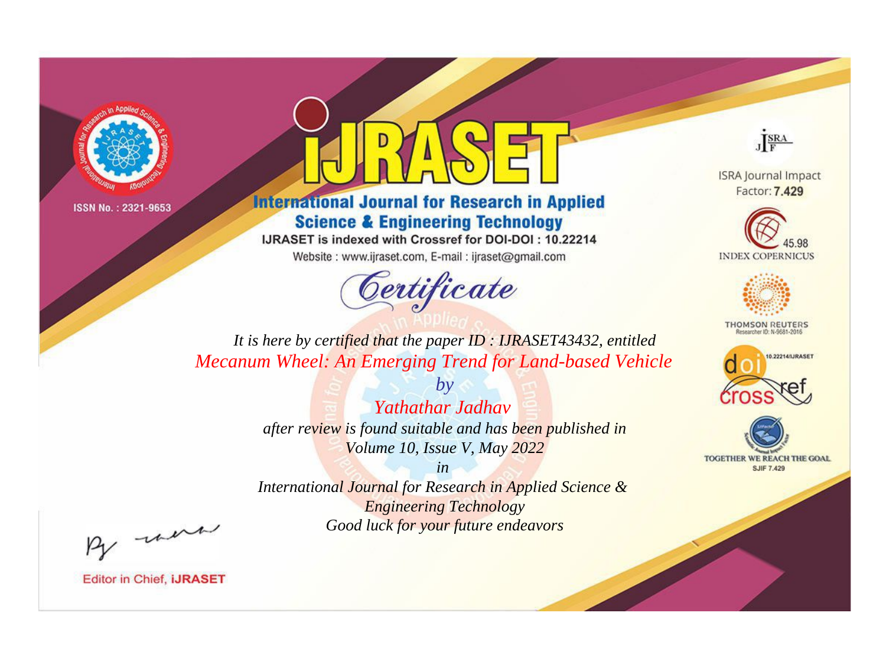ISSN No. : 2321-9653

# iJRASET

## International Journal for Research in Applied Science & Engineering Technology

IJRASET is indexed with Crossref for DOI-DOI : 10.22214

Website : www.ijraset.com, E-mail : ijraset@gmail.com

*Certificate*

*It is here by certified that the paper ID : IJRASET43432, entitled*

*Mecanum Wheel: An Emerging Trend for Land-based Vehicle*

*by*

*Yathathar Jadhav*

*after review is found suitable and has been published in*

*Volume 10, Issue V, May 2022*

*in*

*International Journal for Research in Applied Science & Engineering Technology*

*Good luck for your future endeavors*

ISRA Journal Impact Factor: **7.429**

45.98 INDEX COPERNICUS

THOMSON REUTERS Researcher ID: N-9681-2016

10.22214/IJRASET

TOGETHER WE REACH THE GOAL SJIF 7.429

Editor in Chief, **iJRASET**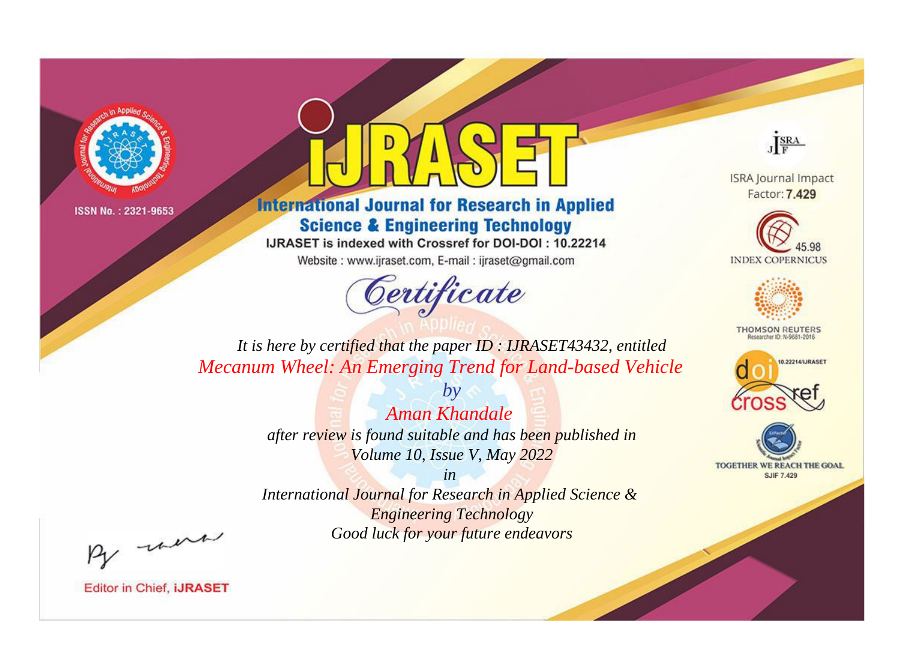ISSN No. : 2321-9653

# International Journal for Research in Applied Science & Engineering Technology

IJRASET is indexed with Crossref for DOI-DOI : 10.22214

Website : www.ijraset.com, E-mail : ijraset@gmail.com

ISRA Journal Impact Factor: **7.429**

45.98 INDEX COPERNICUS

THOMSON REUTERS Researcher ID: N-9681-2016

10.22214/IJRASET

TOGETHER WE REACH THE GOAL SJIF 7.429

## Certificate

*It is here by certified that the paper ID : IJRASET43432, entitled*

*Mecanum Wheel: An Emerging Trend for Land-based Vehicle*

*by*

*Aman Khandale*

*after review is found suitable and has been published in*

*Volume 10, Issue V, May 2022*

*in*

*International Journal for Research in Applied Science & Engineering Technology*

*Good luck for your future endeavors*

Editor in Chief, **iJRASET**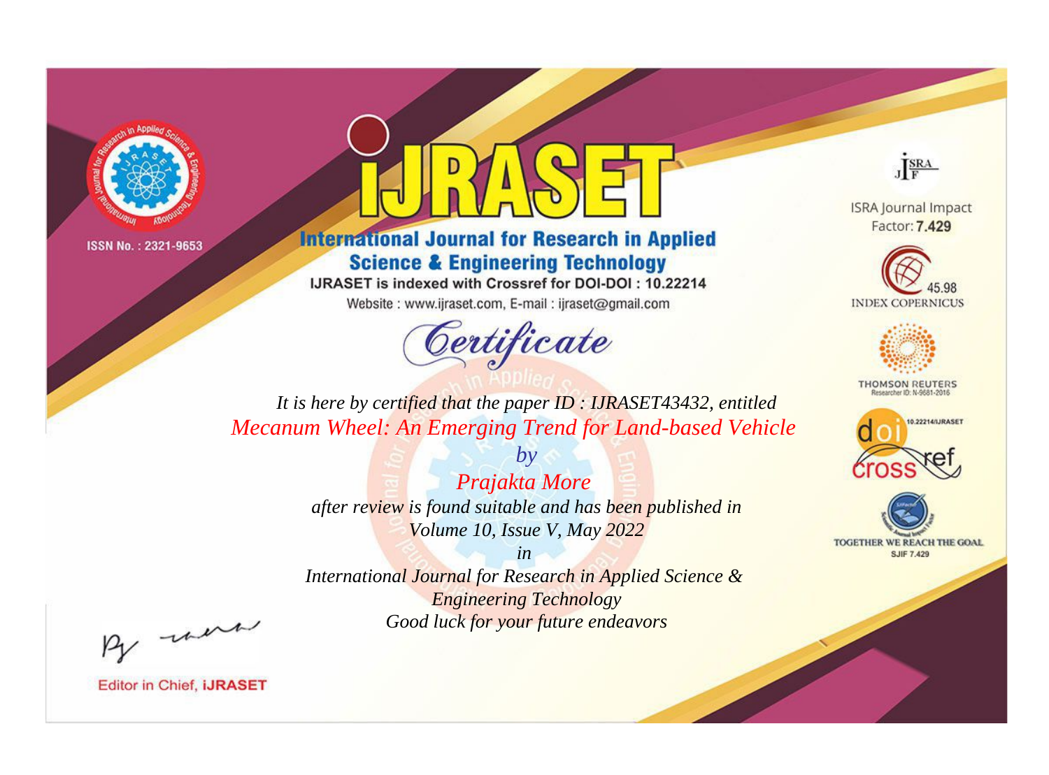ISSN No. : 2321-9653

# iJRASET

## International Journal for Research in Applied Science & Engineering Technology

IJRASET is indexed with Crossref for DOI-DOI : 10.22214

Website : www.ijraset.com, E-mail : ijraset@gmail.com

# Certificate

*It is here by certified that the paper ID : IJRASET43432, entitled*

*Mecanum Wheel: An Emerging Trend for Land-based Vehicle*

*by*

*Prajakta More*

*after review is found suitable and has been published in*

*Volume 10, Issue V, May 2022*

*in*

*International Journal for Research in Applied Science & Engineering Technology*

*Good luck for your future endeavors*

ISRA Journal Impact Factor: **7.429**

45.98 INDEX COPERNICUS

THOMSON REUTERS Researcher ID: N-9681-2016

10.22214/IJRASET

TOGETHER WE REACH THE GOAL SJIF 7.429

Editor in Chief, **iJRASET**